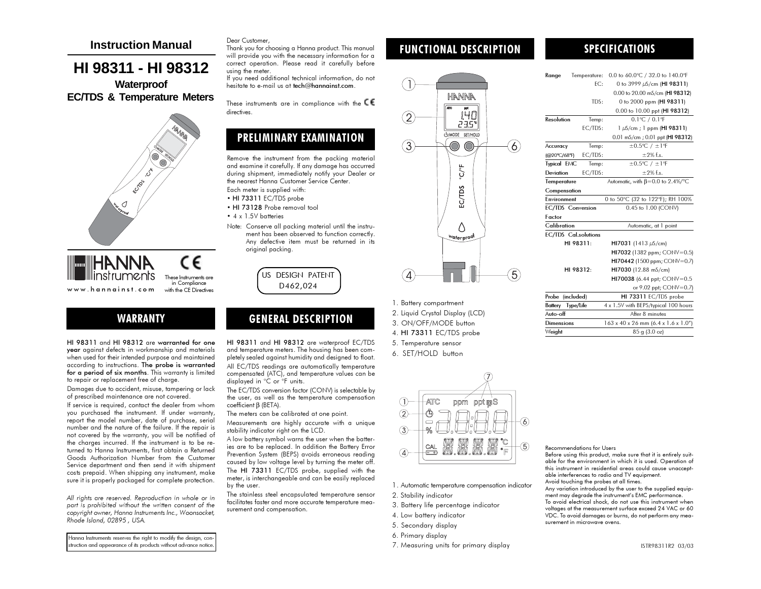# Instruction Manual

# HI 98311 - HI 98312

## Waterproof EC/TDS & Temperature Meters

www.hannainst.com

These Instruments are in Compliance with the CE Directives

## WARRANTY

**HI 98311** and **HI 98312** are **warranted for one year** against defects in workmanship and materials when used for their intended purpose and maintained according to instructions. **The probe is warranted for a period of six months**. This warranty is limited to repair or replacement free of charge.

Damages due to accident, misuse, tampering or lack of prescribed maintenance are not covered.

If service is required, contact the dealer from whom you purchased the instrument. If under warranty, report the model number, date of purchase, serial number and the nature of the failure. If the repair is not covered by the warranty, you will be notified of the charges incurred. If the instrument is to be returned to Hanna Instruments, first obtain a Returned Goods Authorization Number from the Customer Service department and then send it with shipment costs prepaid. When shipping any instrument, make sure it is properly packaged for complete protection.

*All rights are reserved. Reproduction in whole or in part is prohibited without the written consent of the copyright owner, Hanna Instruments Inc., Woonsocket, Rhode Island, 02895 , USA.*

Hanna Instruments reserves the right to modify the design, construction and appearance of its products without advance notice.

Dear Customer,
Thank you for choosing a Hanna product. This manual will provide you with the necessary information for a correct operation. Please read it carefully before using the meter.
If you need additional technical information, do not hesitate to e-mail us at **tech@hannainst.com**.

These instruments are in compliance with the CE directives.

## PRELIMINARY EXAMINATION

Remove the instrument from the packing material and examine it carefully. If any damage has occurred during shipment, immediately notify your Dealer or the nearest Hanna Customer Service Center.

Each meter is supplied with:

- **HI 73311** EC/TDS probe
- **HI 73128** Probe removal tool
- 4 x 1.5V batteries

Note: Conserve all packing material until the instrument has been observed to function correctly. Any defective item must be returned in its original packing.

US DESIGN PATENT D462,024

## GENERAL DESCRIPTION

**HI 98311** and **HI 98312** are waterproof EC/TDS and temperature meters. The housing has been completely sealed against humidity and designed to float.

All EC/TDS readings are automatically temperature compensated (ATC), and temperature values can be displayed in °C or °F units.

The EC/TDS conversion factor (CONV) is selectable by the user, as well as the temperature compensation coefficient β (BETA).

The meters can be calibrated at one point.

Measurements are highly accurate with a unique stability indicator right on the LCD.

A low battery symbol warns the user when the batteries are to be replaced. In addition the Battery Error Prevention System (BEPS) avoids erroneous reading caused by low voltage level by turning the meter off.

The **HI 73311** EC/TDS probe, supplied with the meter, is interchangeable and can be easily replaced by the user.

The stainless steel encapsulated temperature sensor facilitates faster and more accurate temperature measurement and compensation.

## FUNCTIONAL DESCRIPTION

1. Battery compartment
2. Liquid Crystal Display (LCD)
3. ON/OFF/MODE button
4. **HI 73311** EC/TDS probe
5. Temperature sensor
6. SET/HOLD button

1. Automatic temperature compensation indicator
2. Stability indicator
3. Battery life percentage indicator
4. Low battery indicator
5. Secondary display
6. Primary display
7. Measuring units for primary display

## SPECIFICATIONS

| | | |
|---|---|---|
| Range | Temperature: | 0.0 to 60.0°C / 32.0 to 140.0°F |
| | EC: | 0 to 3999 µS/cm (**HI 98311**) |
| | | 0.00 to 20.00 mS/cm (**HI 98312**) |
| | TDS: | 0 to 2000 ppm (**HI 98311**) |
| | | 0.00 to 10.00 ppt (**HI 98312**) |
| Resolution | Temp: | 0.1°C / 0.1°F |
| | EC/TDS: | 1 µS/cm ; 1 ppm (**HI 98311**) |
| | | 0.01 mS/cm ; 0.01 ppt (**HI 98312**) |
| Accuracy | Temp: | ±0.5°C / ±1°F |
| (@20°C/68°F) | EC/TDS: | ±2% f.s. |
| Typical EMC | Temp: | ±0.5°C / ±1°F |
| Deviation | EC/TDS: | ±2% f.s. |
| Temperature Compensation | | Automatic, with β=0.0 to 2.4%/°C |
| Environment | | 0 to 50°C (32 to 122°F); RH 100% |
| EC/TDS Conversion Factor | | 0.45 to 1.00 (CONV) |
| Calibration | | Automatic, at 1 point |
| EC/TDS Cal.solutions | | |
| HI 98311: | | **HI7031** (1413 µS/cm) |
| | | **HI7032** (1382 ppm; CONV=0.5) |
| | | **HI70442** (1500 ppm; CONV=0.7) |
| HI 98312: | | **HI7030** (12.88 mS/cm) |
| | | **HI70038** (6.44 ppt; CONV=0.5 or 9.02 ppt; CONV=0.7) |
| Probe (included) | | **HI 73311** EC/TDS probe |
| Battery Type/Life | | 4 x 1.5V with BEPS/typical 100 hours |
| Auto-off | | After 8 minutes |
| Dimensions | | 163 x 40 x 26 mm (6.4 x 1.6 x 1.0") |
| Weight | | 85 g (3.0 oz) |

Recommendations for Users

Before using this product, make sure that it is entirely suitable for the environment in which it is used. Operation of this instrument in residential areas could cause unacceptable interferences to radio and TV equipment.

Avoid touching the probes at all times.

Any variation introduced by the user to the supplied equipment may degrade the instrument's EMC performance.

To avoid electrical shock, do not use this instrument when voltages at the measurement surface exceed 24 VAC or 60 VDC. To avoid damages or burns, do not perform any measurement in microwave ovens.

ISTR98311R2 03/03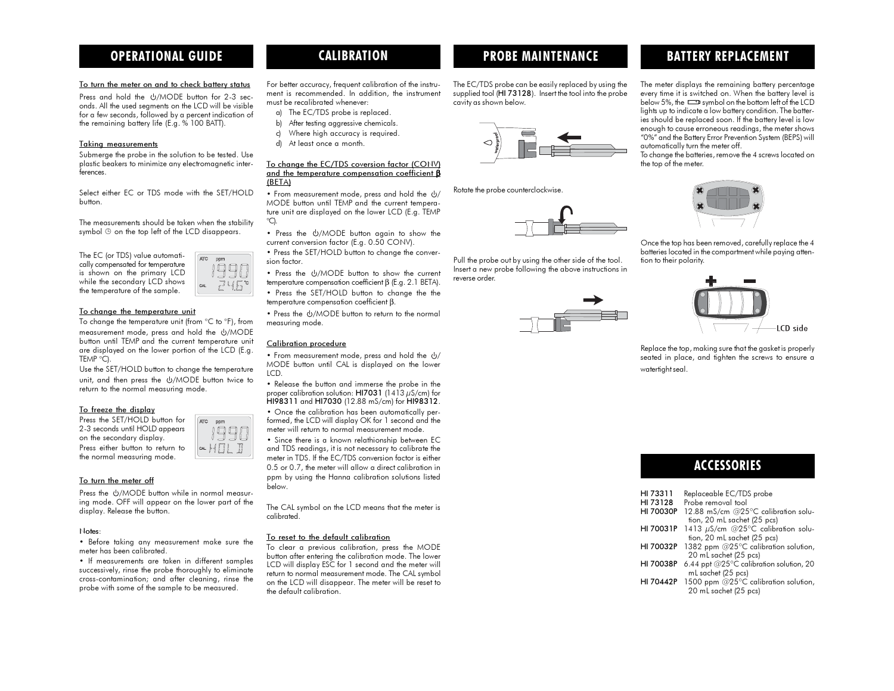## OPERATIONAL GUIDE

To turn the meter on and to check battery status

Press and hold the ⏻/MODE button for 2-3 seconds. All the used segments on the LCD will be visible for a few seconds, followed by a percent indication of the remaining battery life (E.g. % 100 BATT).

Taking measurements

Submerge the probe in the solution to be tested. Use plastic beakers to minimize any electromagnetic interferences.

Select either EC or TDS mode with the SET/HOLD button.

The measurements should be taken when the stability symbol ◷ on the top left of the LCD disappears.

The EC (or TDS) value automatically compensated for temperature is shown on the primary LCD while the secondary LCD shows the temperature of the sample.

To change the temperature unit

To change the temperature unit (from °C to °F), from measurement mode, press and hold the ⏻/MODE button until TEMP and the current temperature unit are displayed on the lower portion of the LCD (E.g. TEMP °C).

Use the SET/HOLD button to change the temperature unit, and then press the ⏻/MODE button twice to return to the normal measuring mode.

To freeze the display

Press the SET/HOLD button for 2-3 seconds until HOLD appears on the secondary display.

Press either button to return to the normal measuring mode.

To turn the meter off

Press the ⏻/MODE button while in normal measuring mode. OFF will appear on the lower part of the display. Release the button.

Notes:

- Before taking any measurement make sure the meter has been calibrated.
- If measurements are taken in different samples successively, rinse the probe thoroughly to eliminate cross-contamination; and after cleaning, rinse the probe with some of the sample to be measured.

## CALIBRATION

For better accuracy, frequent calibration of the instrument is recommended. In addition, the instrument must be recalibrated whenever:

a) The EC/TDS probe is replaced.
b) After testing aggressive chemicals.
c) Where high accuracy is required.
d) At least once a month.

To change the EC/TDS coversion factor (CONV) and the temperature compensation coefficient β (BETA)

- From measurement mode, press and hold the ⏻/MODE button until TEMP and the current temperature unit are displayed on the lower LCD (E.g. TEMP °C).
- Press the ⏻/MODE button again to show the current conversion factor (E.g. 0.50 CONV).
- Press the SET/HOLD button to change the conversion factor.
- Press the ⏻/MODE button to show the current temperature compensation coefficient β (E.g. 2.1 BETA).
- Press the SET/HOLD button to change the temperature compensation coefficient β.
- Press the ⏻/MODE button to return to the normal measuring mode.

Calibration procedure

- From measurement mode, press and hold the ⏻/MODE button until CAL is displayed on the lower LCD.
- Release the button and immerse the probe in the proper calibration solution: **HI7031** (1413 µS/cm) for **HI98311** and **HI7030** (12.88 mS/cm) for **HI98312**.
- Once the calibration has been automatically performed, the LCD will display OK for 1 second and the meter will return to normal measurement mode.
- Since there is a known relathionship between EC and TDS readings, it is not necessary to calibrate the meter in TDS. If the EC/TDS conversion factor is either 0.5 or 0.7, the meter will allow a direct calibration in ppm by using the Hanna calibration solutions listed below.

The CAL symbol on the LCD means that the meter is calibrated.

To reset to the default calibration

To clear a previous calibration, press the MODE button after entering the calibration mode. The lower LCD will display ESC for 1 second and the meter will return to normal measurement mode. The CAL symbol on the LCD will disappear. The meter will be reset to the default calibration.

## PROBE MAINTENANCE

The EC/TDS probe can be easily replaced by using the supplied tool (**HI 73128**). Insert the tool into the probe cavity as shown below.

Rotate the probe counterclockwise.

Pull the probe out by using the other side of the tool. Insert a new probe following the above instructions in reverse order.

## BATTERY REPLACEMENT

The meter displays the remaining battery percentage every time it is switched on. When the battery level is below 5%, the ▭ symbol on the bottom left of the LCD lights up to indicate a low battery condition. The batteries should be replaced soon. If the battery level is low enough to cause erroneous readings, the meter shows "0%" and the Battery Error Prevention System (BEPS) will automatically turn the meter off.

To change the batteries, remove the 4 screws located on the top of the meter.

Once the top has been removed, carefully replace the 4 batteries located in the compartment while paying attention to their polarity.

LCD side

Replace the top, making sure that the gasket is properly seated in place, and tighten the screws to ensure a watertight seal.

## ACCESSORIES

| | |
|---|---|
| **HI 73311** | Replaceable EC/TDS probe |
| **HI 73128** | Probe removal tool |
| **HI 70030P** | 12.88 mS/cm @25°C calibration solution, 20 mL sachet (25 pcs) |
| **HI 70031P** | 1413 µS/cm @25°C calibration solution, 20 mL sachet (25 pcs) |
| **HI 70032P** | 1382 ppm @25°C calibration solution, 20 mL sachet (25 pcs) |
| **HI 70038P** | 6.44 ppt @25°C calibration solution, 20 mL sachet (25 pcs) |
| **HI 70442P** | 1500 ppm @25°C calibration solution, 20 mL sachet (25 pcs) |